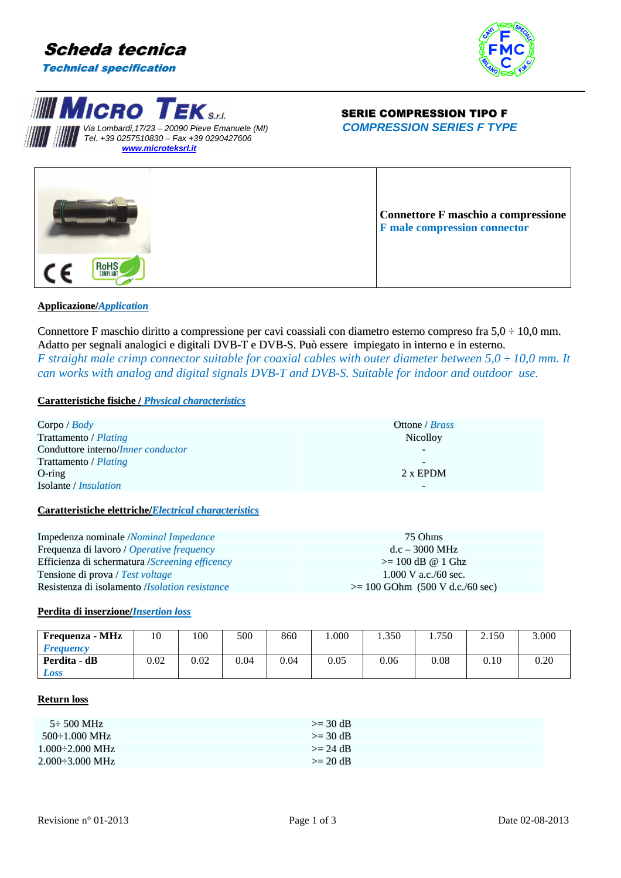# Scheda tecnica

*Technical specification*

**MICRO TEK S.r.l.**
Via Lombardi,17/23 – 20090 Pieve Emanuele (MI)
Tel. +39 0257510830 – Fax +39 0290427606
www.microteksrl.it

## SERIE COMPRESSION TIPO F

*COMPRESSION SERIES F TYPE*

**Connettore F maschio a compressione**
**F male compression connector**

### Applicazione/*Application*

Connettore F maschio diritto a compressione per cavi coassiali con diametro esterno compreso fra 5,0 ÷ 10,0 mm. Adatto per segnali analogici e digitali DVB-T e DVB-S. Può essere impiegato in interno e in esterno.
*F straight male crimp connector suitable for coaxial cables with outer diameter between 5,0 ÷ 10,0 mm. It can works with analog and digital signals DVB-T and DVB-S. Suitable for indoor and outdoor use.*

### Caratteristiche fisiche / *Physical characteristics*

| | |
|---|---|
| Corpo / *Body* | Ottone / *Brass* |
| Trattamento / *Plating* | Nicolloy |
| Conduttore interno/*Inner conductor* | - |
| Trattamento / *Plating* | - |
| O-ring | 2 x EPDM |
| Isolante / *Insulation* | - |

### Caratteristiche elettriche/*Electrical characteristics*

| | |
|---|---|
| Impedenza nominale /*Nominal Impedance* | 75 Ohms |
| Frequenza di lavoro / *Operative frequency* | d.c – 3000 MHz |
| Efficienza di schermatura /*Screening efficency* | >= 100 dB @ 1 Ghz |
| Tensione di prova / *Test voltage* | 1.000 V a.c./60 sec. |
| Resistenza di isolamento /*Isolation resistance* | >= 100 GOhm (500 V d.c./60 sec) |

### Perdita di inserzione/*Insertion loss*

| **Frequenza - MHz** *Frequency* | 10 | 100 | 500 | 860 | 1.000 | 1.350 | 1.750 | 2.150 | 3.000 |
|---|---|---|---|---|---|---|---|---|---|
| **Perdita - dB** *Loss* | 0.02 | 0.02 | 0.04 | 0.04 | 0.05 | 0.06 | 0.08 | 0.10 | 0.20 |

### Return loss

| | |
|---|---|
| 5÷ 500 MHz | >= 30 dB |
| 500÷1.000 MHz | >= 30 dB |
| 1.000÷2.000 MHz | >= 24 dB |
| 2.000÷3.000 MHz | >= 20 dB |

Revisione n° 01-2013 Date 02-08-2013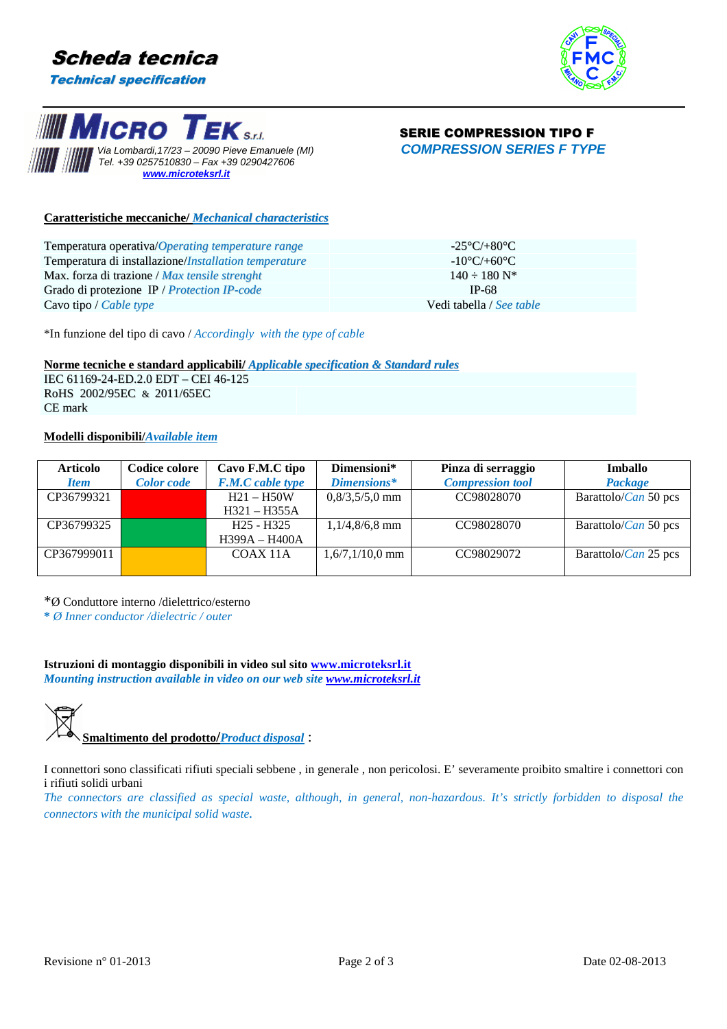# Scheda tecnica
*Technical specification*

**MICRO TEK S.r.l.**
*Via Lombardi,17/23 – 20090 Pieve Emanuele (MI)*
*Tel. +39 0257510830 – Fax +39 0290427606*
*www.microteksrl.it*

## SERIE COMPRESSION TIPO F
## *COMPRESSION SERIES F TYPE*

### Caratteristiche meccaniche/ *Mechanical characteristics*

| | |
|---|---|
| Temperatura operativa/*Operating temperature range* | -25°C/+80°C |
| Temperatura di installazione/*Installation temperature* | -10°C/+60°C |
| Max. forza di trazione / *Max tensile strenght* | 140 ÷ 180 N* |
| Grado di protezione IP / *Protection IP-code* | IP-68 |
| Cavo tipo / *Cable type* | Vedi tabella / *See table* |

*In funzione del tipo di cavo / *Accordingly with the type of cable*

### Norme tecniche e standard applicabili/ *Applicable specification & Standard rules*

IEC 61169-24-ED.2.0 EDT – CEI 46-125
RoHS 2002/95EC & 2011/65EC
CE mark

### Modelli disponibili/*Available item*

| Articolo<br>*Item* | Codice colore<br>*Color code* | Cavo F.M.C tipo<br>*F.M.C cable type* | Dimensioni*<br>*Dimensions** | Pinza di serraggio<br>*Compression tool* | Imballo<br>*Package* |
|---|---|---|---|---|---|
| CP36799321 | (rosso) | H21 – H50W<br>H321 – H355A | 0,8/3,5/5,0 mm | CC98028070 | Barattolo/*Can* 50 pcs |
| CP36799325 | (verde) | H25 - H325<br>H399A – H400A | 1,1/4,8/6,8 mm | CC98028070 | Barattolo/*Can* 50 pcs |
| CP367999011 | (giallo) | COAX 11A | 1,6/7,1/10,0 mm | CC98029072 | Barattolo/*Can* 25 pcs |

*Ø Conduttore interno /dielettrico/esterno
*\* Ø Inner conductor /dielectric / outer*

**Istruzioni di montaggio disponibili in video sul sito www.microteksrl.it**
***Mounting instruction available in video on our web site www.microteksrl.it***

**Smaltimento del prodotto/*Product disposal*** :

I connettori sono classificati rifiuti speciali sebbene , in generale , non pericolosi. E' severamente proibito smaltire i connettori con i rifiuti solidi urbani
*The connectors are classified as special waste, although, in general, non-hazardous. It's strictly forbidden to disposal the connectors with the municipal solid waste.*

Revisione n° 01-2013 — Date 02-08-2013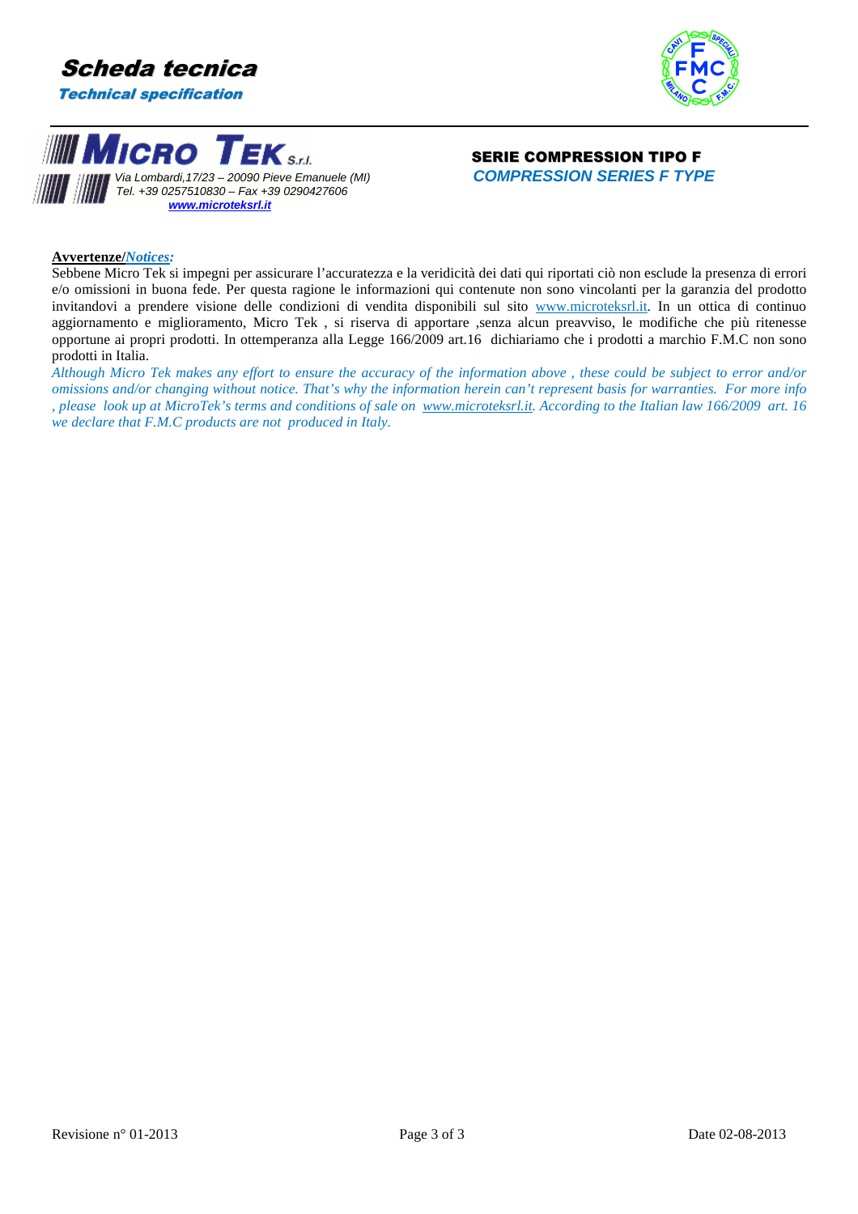# Scheda tecnica
***Technical specification***

**MICRO TEK S.r.l.**
*Via Lombardi,17/23 – 20090 Pieve Emanuele (MI)*
*Tel. +39 0257510830 – Fax +39 0290427606*
***www.microteksrl.it***

**SERIE COMPRESSION TIPO F**
***COMPRESSION SERIES F TYPE***

**Avvertenze/*Notices:***

Sebbene Micro Tek si impegni per assicurare l'accuratezza e la veridicità dei dati qui riportati ciò non esclude la presenza di errori e/o omissioni in buona fede. Per questa ragione le informazioni qui contenute non sono vincolanti per la garanzia del prodotto invitandovi a prendere visione delle condizioni di vendita disponibili sul sito www.microteksrl.it. In un ottica di continuo aggiornamento e miglioramento, Micro Tek , si riserva di apportare ,senza alcun preavviso, le modifiche che più ritenesse opportune ai propri prodotti. In ottemperanza alla Legge 166/2009 art.16 dichiariamo che i prodotti a marchio F.M.C non sono prodotti in Italia.

*Although Micro Tek makes any effort to ensure the accuracy of the information above , these could be subject to error and/or omissions and/or changing without notice. That's why the information herein can't represent basis for warranties. For more info , please look up at MicroTek's terms and conditions of sale on www.microteksrl.it. According to the Italian law 166/2009 art. 16 we declare that F.M.C products are not produced in Italy.*

Revisione n° 01-2013 | Date 02-08-2013